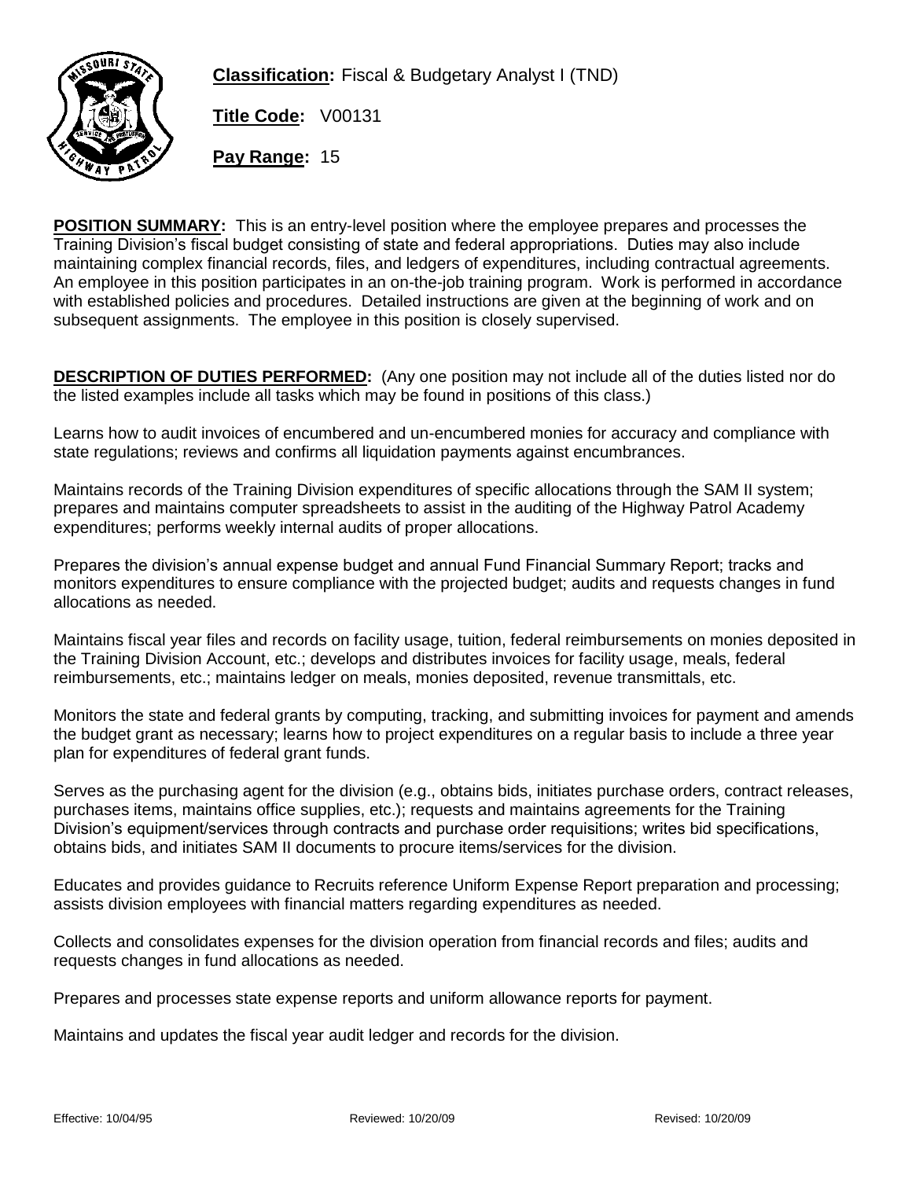**Classification:** Fiscal & Budgetary Analyst I (TND)

**Title Code:** V00131

**Pay Range:** 15

**POSITION SUMMARY:** This is an entry-level position where the employee prepares and processes the Training Division's fiscal budget consisting of state and federal appropriations. Duties may also include maintaining complex financial records, files, and ledgers of expenditures, including contractual agreements. An employee in this position participates in an on-the-job training program. Work is performed in accordance with established policies and procedures. Detailed instructions are given at the beginning of work and on subsequent assignments. The employee in this position is closely supervised.

**DESCRIPTION OF DUTIES PERFORMED:** (Any one position may not include all of the duties listed nor do the listed examples include all tasks which may be found in positions of this class.)

Learns how to audit invoices of encumbered and un-encumbered monies for accuracy and compliance with state regulations; reviews and confirms all liquidation payments against encumbrances.

Maintains records of the Training Division expenditures of specific allocations through the SAM II system; prepares and maintains computer spreadsheets to assist in the auditing of the Highway Patrol Academy expenditures; performs weekly internal audits of proper allocations.

Prepares the division's annual expense budget and annual Fund Financial Summary Report; tracks and monitors expenditures to ensure compliance with the projected budget; audits and requests changes in fund allocations as needed.

Maintains fiscal year files and records on facility usage, tuition, federal reimbursements on monies deposited in the Training Division Account, etc.; develops and distributes invoices for facility usage, meals, federal reimbursements, etc.; maintains ledger on meals, monies deposited, revenue transmittals, etc.

Monitors the state and federal grants by computing, tracking, and submitting invoices for payment and amends the budget grant as necessary; learns how to project expenditures on a regular basis to include a three year plan for expenditures of federal grant funds.

Serves as the purchasing agent for the division (e.g., obtains bids, initiates purchase orders, contract releases, purchases items, maintains office supplies, etc.); requests and maintains agreements for the Training Division's equipment/services through contracts and purchase order requisitions; writes bid specifications, obtains bids, and initiates SAM II documents to procure items/services for the division.

Educates and provides guidance to Recruits reference Uniform Expense Report preparation and processing; assists division employees with financial matters regarding expenditures as needed.

Collects and consolidates expenses for the division operation from financial records and files; audits and requests changes in fund allocations as needed.

Prepares and processes state expense reports and uniform allowance reports for payment.

Maintains and updates the fiscal year audit ledger and records for the division.

Effective: 10/04/95 Reviewed: 10/20/09 Revised: 10/20/09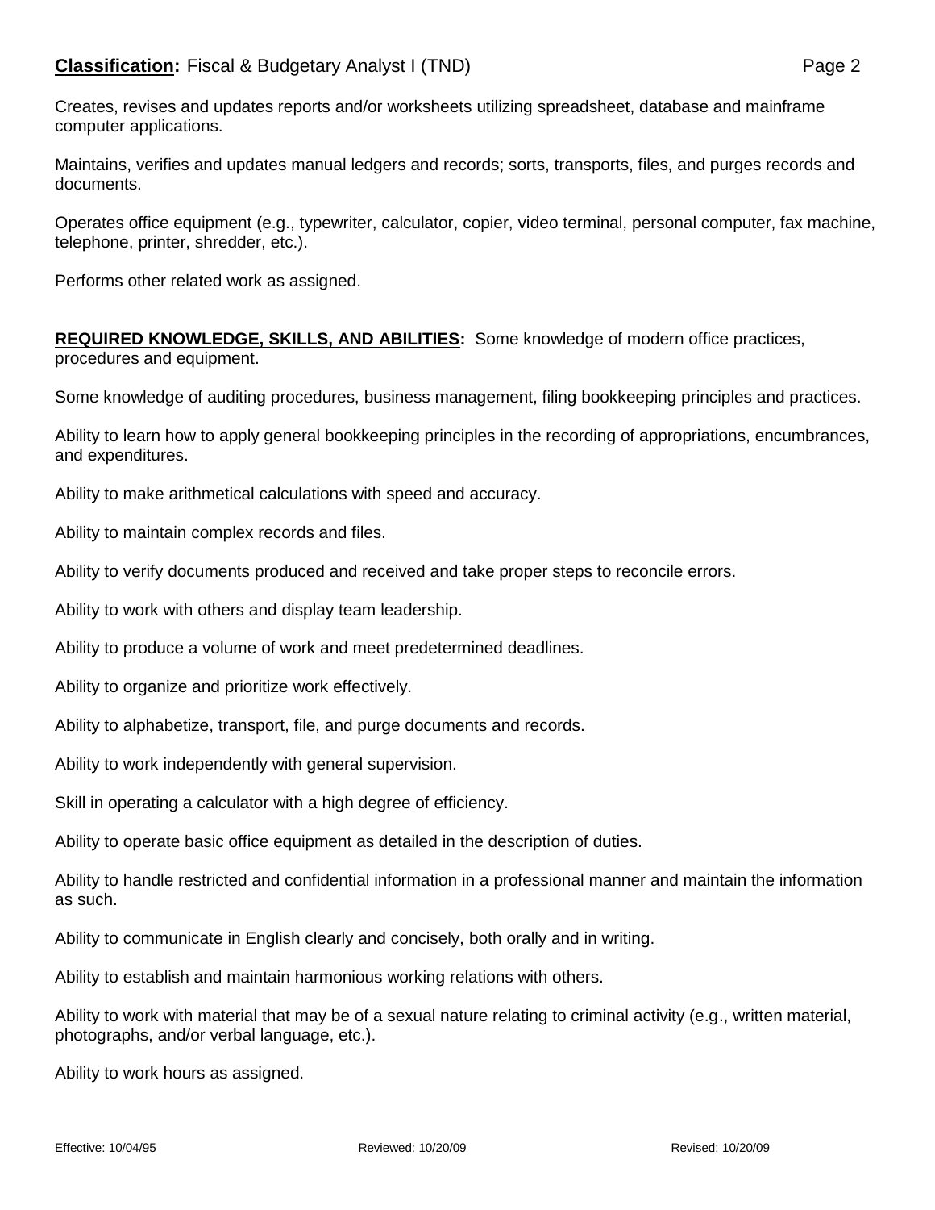Creates, revises and updates reports and/or worksheets utilizing spreadsheet, database and mainframe computer applications.

Maintains, verifies and updates manual ledgers and records; sorts, transports, files, and purges records and documents.

Operates office equipment (e.g., typewriter, calculator, copier, video terminal, personal computer, fax machine, telephone, printer, shredder, etc.).

Performs other related work as assigned.

**REQUIRED KNOWLEDGE, SKILLS, AND ABILITIES:** Some knowledge of modern office practices, procedures and equipment.

Some knowledge of auditing procedures, business management, filing bookkeeping principles and practices.

Ability to learn how to apply general bookkeeping principles in the recording of appropriations, encumbrances, and expenditures.

Ability to make arithmetical calculations with speed and accuracy.

Ability to maintain complex records and files.

Ability to verify documents produced and received and take proper steps to reconcile errors.

Ability to work with others and display team leadership.

Ability to produce a volume of work and meet predetermined deadlines.

Ability to organize and prioritize work effectively.

Ability to alphabetize, transport, file, and purge documents and records.

Ability to work independently with general supervision.

Skill in operating a calculator with a high degree of efficiency.

Ability to operate basic office equipment as detailed in the description of duties.

Ability to handle restricted and confidential information in a professional manner and maintain the information as such.

Ability to communicate in English clearly and concisely, both orally and in writing.

Ability to establish and maintain harmonious working relations with others.

Ability to work with material that may be of a sexual nature relating to criminal activity (e.g., written material, photographs, and/or verbal language, etc.).

Ability to work hours as assigned.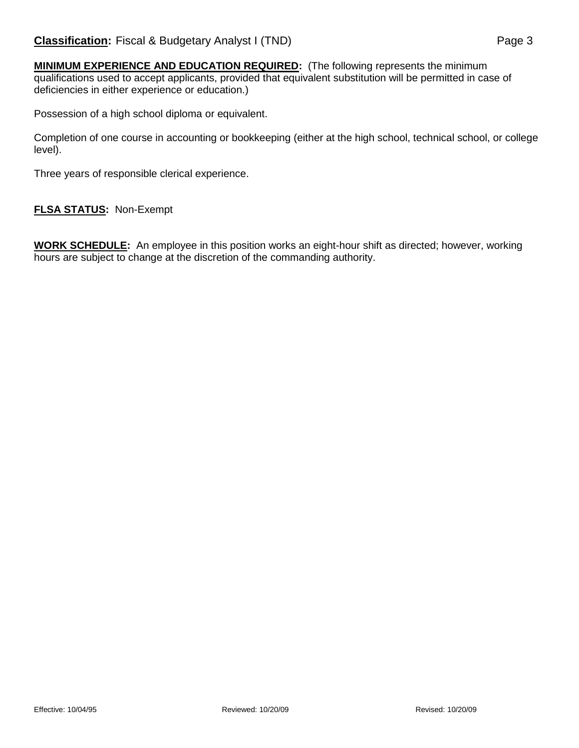**MINIMUM EXPERIENCE AND EDUCATION REQUIRED:** (The following represents the minimum qualifications used to accept applicants, provided that equivalent substitution will be permitted in case of deficiencies in either experience or education.)

Possession of a high school diploma or equivalent.

Completion of one course in accounting or bookkeeping (either at the high school, technical school, or college level).

Three years of responsible clerical experience.

**FLSA STATUS:** Non-Exempt

**WORK SCHEDULE:** An employee in this position works an eight-hour shift as directed; however, working hours are subject to change at the discretion of the commanding authority.

Effective: 10/04/95 Reviewed: 10/20/09 Revised: 10/20/09